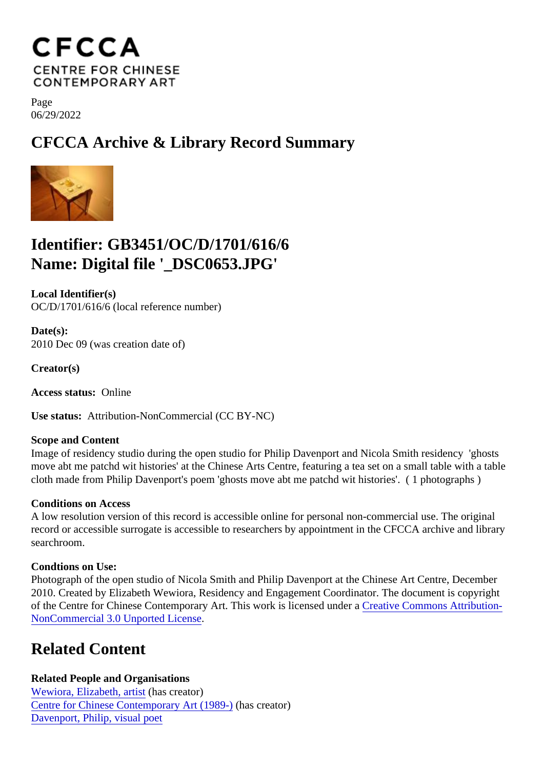Page
06/29/2022

# CFCCA Archive & Library Record Summary

## Identifier: GB3451/OC/D/1701/616/6
## Name: Digital file '_DSC0653.JPG'

**Local Identifier(s)**
OC/D/1701/616/6 (local reference number)

**Date(s):**
2010 Dec 09 (was creation date of)

**Creator(s)**

**Access status:** Online

**Use status:** Attribution-NonCommercial (CC BY-NC)

**Scope and Content**
Image of residency studio during the open studio for Philip Davenport and Nicola Smith residency 'ghosts move abt me patchd wit histories' at the Chinese Arts Centre, featuring a tea set on a small table with a table cloth made from Philip Davenport's poem 'ghosts move abt me patchd wit histories'. ( 1 photographs )

**Conditions on Access**
A low resolution version of this record is accessible online for personal non-commercial use. The original record or accessible surrogate is accessible to researchers by appointment in the CFCCA archive and library searchroom.

**Condtions on Use:**
Photograph of the open studio of Nicola Smith and Philip Davenport at the Chinese Art Centre, December 2010. Created by Elizabeth Wewiora, Residency and Engagement Coordinator. The document is copyright of the Centre for Chinese Contemporary Art. This work is licensed under a Creative Commons Attribution-NonCommercial 3.0 Unported License.

## Related Content

**Related People and Organisations**
Wewiora, Elizabeth, artist (has creator)
Centre for Chinese Contemporary Art (1989-) (has creator)
Davenport, Philip, visual poet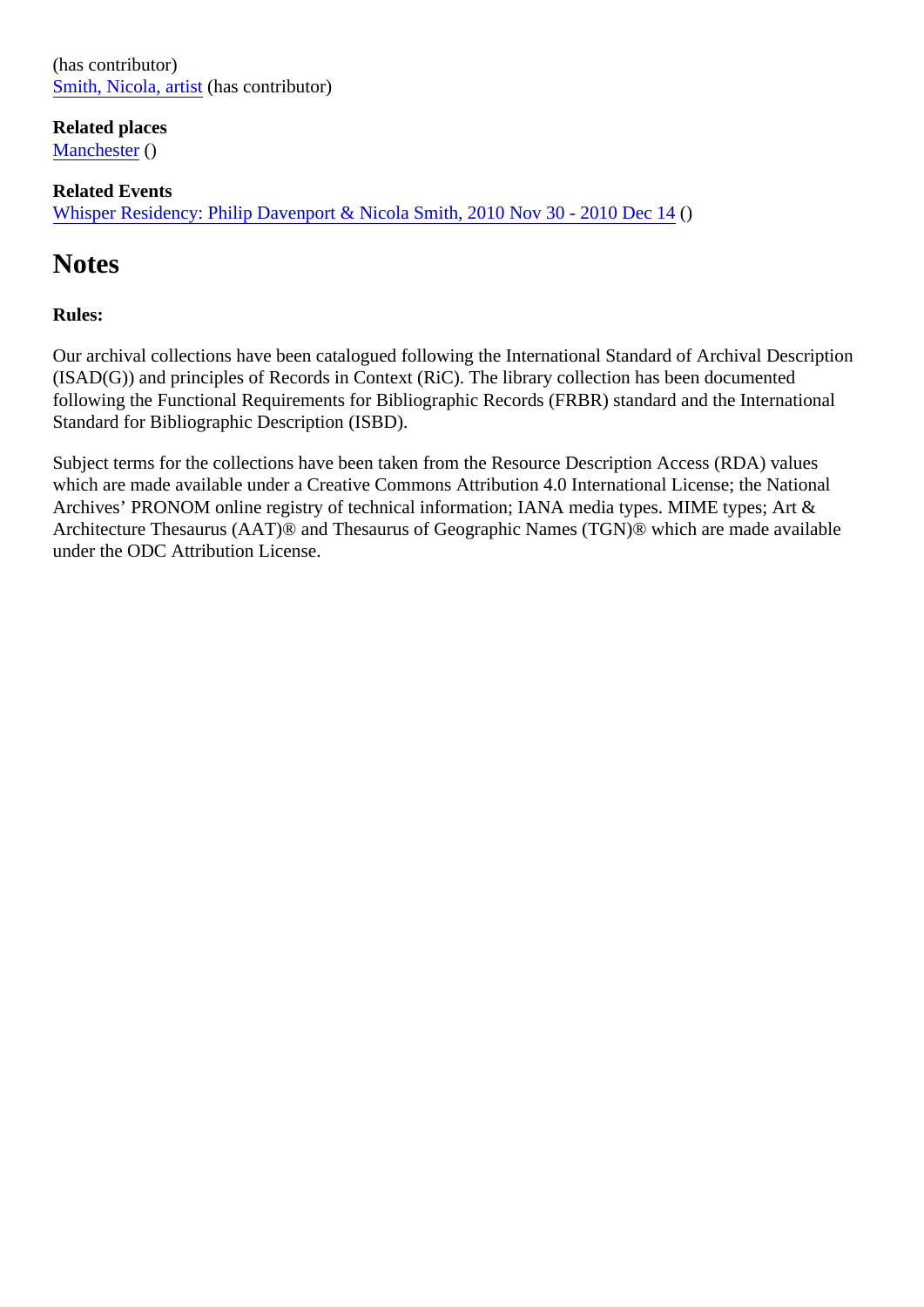(has contributor)
Smith, Nicola, artist (has contributor)

**Related places**
Manchester ()

**Related Events**
Whisper Residency: Philip Davenport & Nicola Smith, 2010 Nov 30 - 2010 Dec 14 ()

# Notes

**Rules:**

Our archival collections have been catalogued following the International Standard of Archival Description (ISAD(G)) and principles of Records in Context (RiC). The library collection has been documented following the Functional Requirements for Bibliographic Records (FRBR) standard and the International Standard for Bibliographic Description (ISBD).

Subject terms for the collections have been taken from the Resource Description Access (RDA) values which are made available under a Creative Commons Attribution 4.0 International License; the National Archives' PRONOM online registry of technical information; IANA media types. MIME types; Art & Architecture Thesaurus (AAT)® and Thesaurus of Geographic Names (TGN)® which are made available under the ODC Attribution License.